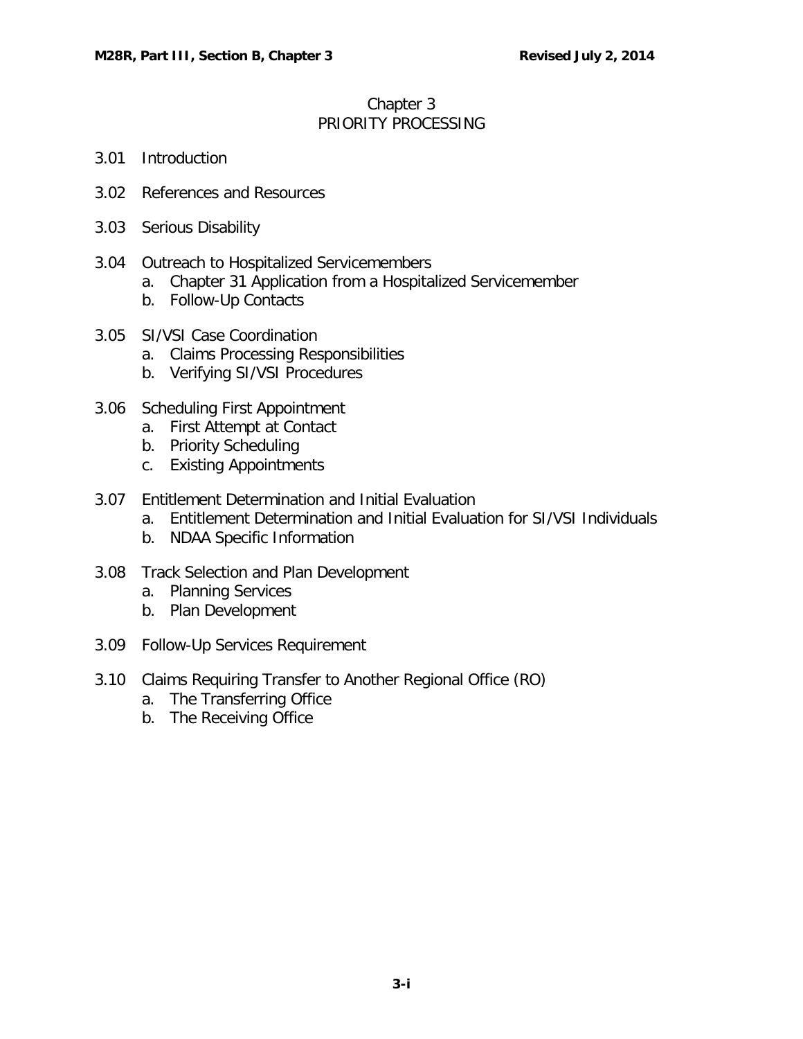# Chapter 3
# PRIORITY PROCESSING

3.01 Introduction

3.02 References and Resources

3.03 Serious Disability

3.04 Outreach to Hospitalized Servicemembers
  a. Chapter 31 Application from a Hospitalized Servicemember
  b. Follow-Up Contacts

3.05 SI/VSI Case Coordination
  a. Claims Processing Responsibilities
  b. Verifying SI/VSI Procedures

3.06 Scheduling First Appointment
  a. First Attempt at Contact
  b. Priority Scheduling
  c. Existing Appointments

3.07 Entitlement Determination and Initial Evaluation
  a. Entitlement Determination and Initial Evaluation for SI/VSI Individuals
  b. NDAA Specific Information

3.08 Track Selection and Plan Development
  a. Planning Services
  b. Plan Development

3.09 Follow-Up Services Requirement

3.10 Claims Requiring Transfer to Another Regional Office (RO)
  a. The Transferring Office
  b. The Receiving Office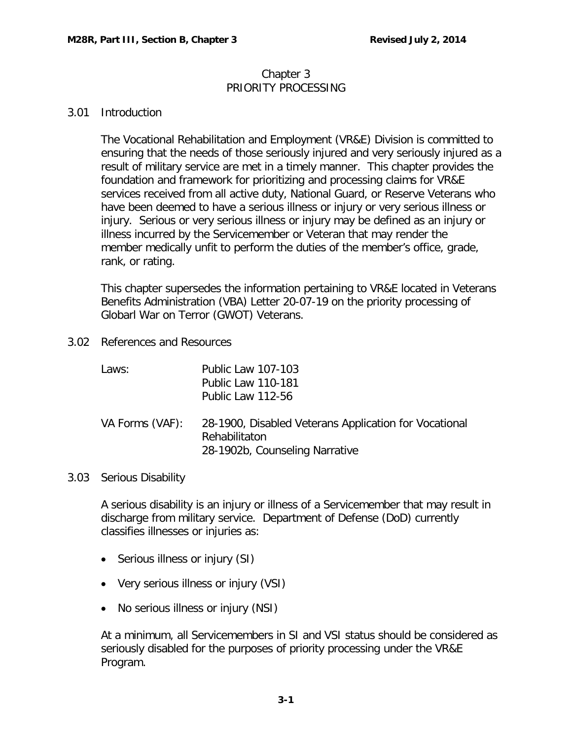# Chapter 3
# PRIORITY PROCESSING

## 3.01 Introduction

The Vocational Rehabilitation and Employment (VR&E) Division is committed to ensuring that the needs of those seriously injured and very seriously injured as a result of military service are met in a timely manner. This chapter provides the foundation and framework for prioritizing and processing claims for VR&E services received from all active duty, National Guard, or Reserve Veterans who have been deemed to have a serious illness or injury or very serious illness or injury. Serious or very serious illness or injury may be defined as an injury or illness incurred by the Servicemember or Veteran that may render the member medically unfit to perform the duties of the member's office, grade, rank, or rating.

This chapter supersedes the information pertaining to VR&E located in Veterans Benefits Administration (VBA) Letter 20-07-19 on the priority processing of Globarl War on Terror (GWOT) Veterans.

## 3.02 References and Resources

| | |
|---|---|
| Laws: | Public Law 107-103<br>Public Law 110-181<br>Public Law 112-56 |
| VA Forms (VAF): | 28-1900, Disabled Veterans Application for Vocational Rehabilitaton<br>28-1902b, Counseling Narrative |

## 3.03 Serious Disability

A serious disability is an injury or illness of a Servicemember that may result in discharge from military service. Department of Defense (DoD) currently classifies illnesses or injuries as:

- Serious illness or injury (SI)
- Very serious illness or injury (VSI)
- No serious illness or injury (NSI)

At a minimum, all Servicemembers in SI and VSI status should be considered as seriously disabled for the purposes of priority processing under the VR&E Program.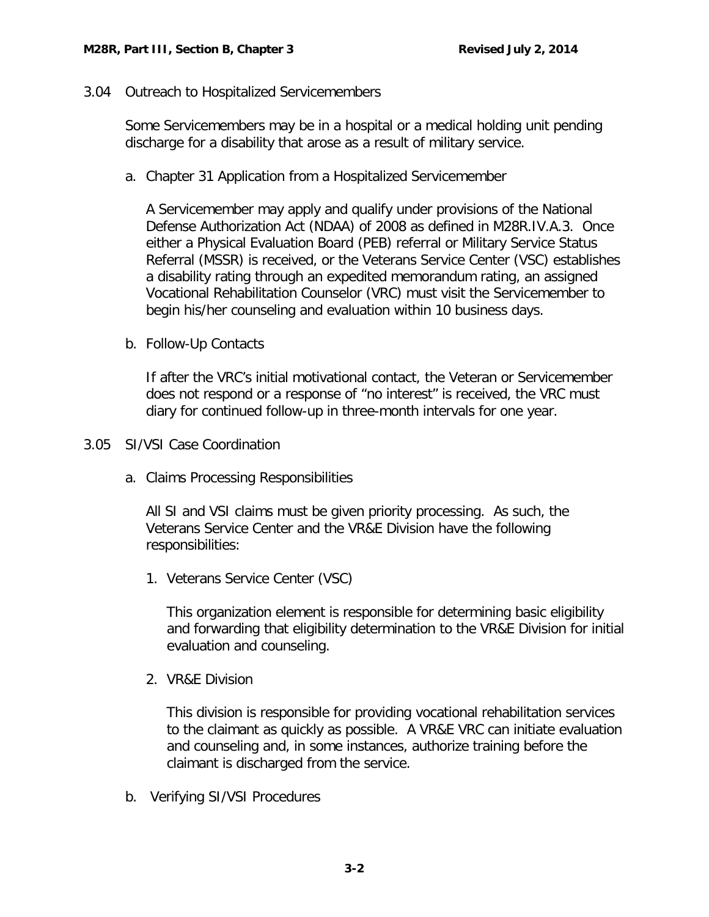## 3.04 Outreach to Hospitalized Servicemembers

Some Servicemembers may be in a hospital or a medical holding unit pending discharge for a disability that arose as a result of military service.

### a. Chapter 31 Application from a Hospitalized Servicemember

A Servicemember may apply and qualify under provisions of the National Defense Authorization Act (NDAA) of 2008 as defined in M28R.IV.A.3. Once either a Physical Evaluation Board (PEB) referral or Military Service Status Referral (MSSR) is received, or the Veterans Service Center (VSC) establishes a disability rating through an expedited memorandum rating, an assigned Vocational Rehabilitation Counselor (VRC) must visit the Servicemember to begin his/her counseling and evaluation within 10 business days.

### b. Follow-Up Contacts

If after the VRC's initial motivational contact, the Veteran or Servicemember does not respond or a response of "no interest" is received, the VRC must diary for continued follow-up in three-month intervals for one year.

## 3.05 SI/VSI Case Coordination

### a. Claims Processing Responsibilities

All SI and VSI claims must be given priority processing. As such, the Veterans Service Center and the VR&E Division have the following responsibilities:

1. Veterans Service Center (VSC)

   This organization element is responsible for determining basic eligibility and forwarding that eligibility determination to the VR&E Division for initial evaluation and counseling.

2. VR&E Division

   This division is responsible for providing vocational rehabilitation services to the claimant as quickly as possible. A VR&E VRC can initiate evaluation and counseling and, in some instances, authorize training before the claimant is discharged from the service.

### b. Verifying SI/VSI Procedures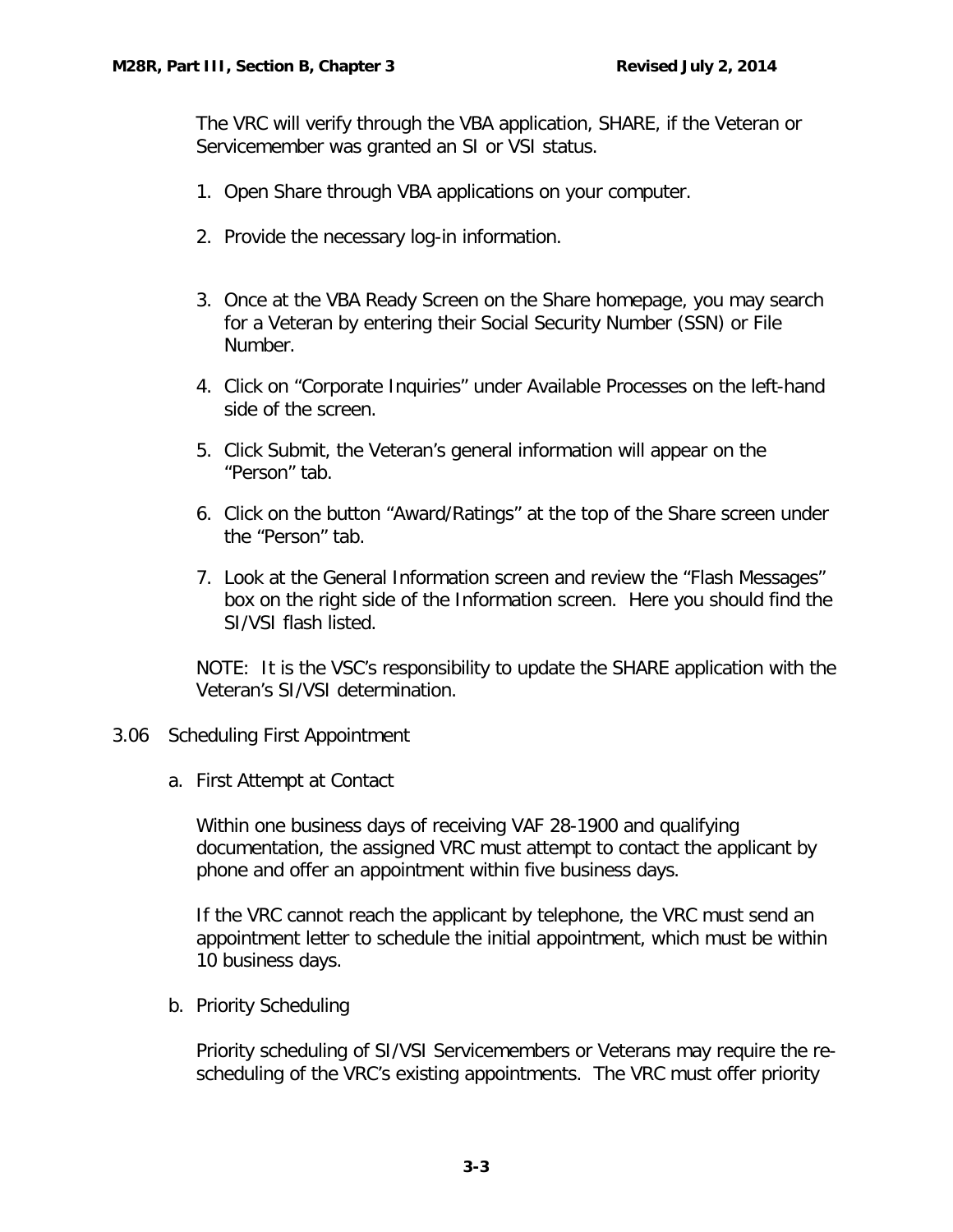The VRC will verify through the VBA application, SHARE, if the Veteran or Servicemember was granted an SI or VSI status.

1. Open Share through VBA applications on your computer.
2. Provide the necessary log-in information.
3. Once at the VBA Ready Screen on the Share homepage, you may search for a Veteran by entering their Social Security Number (SSN) or File Number.
4. Click on “Corporate Inquiries” under Available Processes on the left-hand side of the screen.
5. Click Submit, the Veteran’s general information will appear on the “Person” tab.
6. Click on the button “Award/Ratings” at the top of the Share screen under the “Person” tab.
7. Look at the General Information screen and review the “Flash Messages” box on the right side of the Information screen. Here you should find the SI/VSI flash listed.

NOTE: It is the VSC’s responsibility to update the SHARE application with the Veteran’s SI/VSI determination.

## 3.06 Scheduling First Appointment

### a. First Attempt at Contact

Within one business days of receiving VAF 28-1900 and qualifying documentation, the assigned VRC must attempt to contact the applicant by phone and offer an appointment within five business days.

If the VRC cannot reach the applicant by telephone, the VRC must send an appointment letter to schedule the initial appointment, which must be within 10 business days.

### b. Priority Scheduling

Priority scheduling of SI/VSI Servicemembers or Veterans may require the re-scheduling of the VRC’s existing appointments. The VRC must offer priority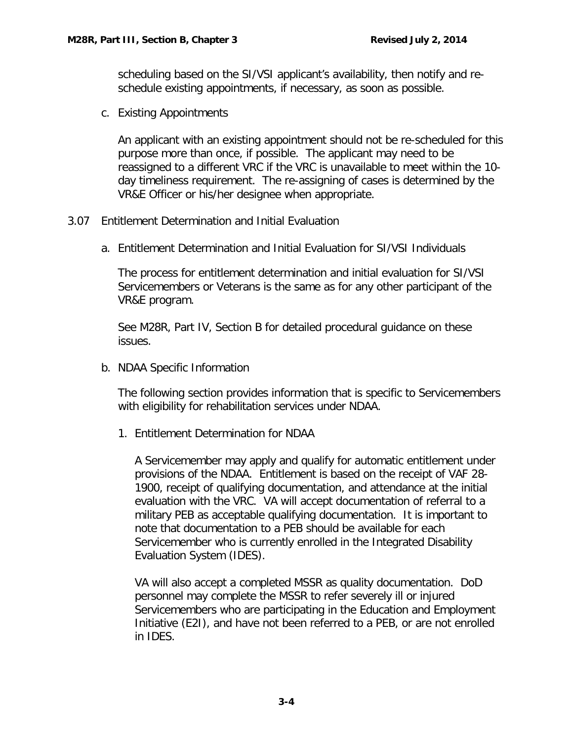scheduling based on the SI/VSI applicant's availability, then notify and re-schedule existing appointments, if necessary, as soon as possible.

c. Existing Appointments

An applicant with an existing appointment should not be re-scheduled for this purpose more than once, if possible. The applicant may need to be reassigned to a different VRC if the VRC is unavailable to meet within the 10-day timeliness requirement. The re-assigning of cases is determined by the VR&E Officer or his/her designee when appropriate.

## 3.07 Entitlement Determination and Initial Evaluation

a. Entitlement Determination and Initial Evaluation for SI/VSI Individuals

The process for entitlement determination and initial evaluation for SI/VSI Servicemembers or Veterans is the same as for any other participant of the VR&E program.

See M28R, Part IV, Section B for detailed procedural guidance on these issues.

b. NDAA Specific Information

The following section provides information that is specific to Servicemembers with eligibility for rehabilitation services under NDAA.

1. Entitlement Determination for NDAA

A Servicemember may apply and qualify for automatic entitlement under provisions of the NDAA. Entitlement is based on the receipt of VAF 28-1900, receipt of qualifying documentation, and attendance at the initial evaluation with the VRC. VA will accept documentation of referral to a military PEB as acceptable qualifying documentation. It is important to note that documentation to a PEB should be available for each Servicemember who is currently enrolled in the Integrated Disability Evaluation System (IDES).

VA will also accept a completed MSSR as quality documentation. DoD personnel may complete the MSSR to refer severely ill or injured Servicemembers who are participating in the Education and Employment Initiative (E2I), and have not been referred to a PEB, or are not enrolled in IDES.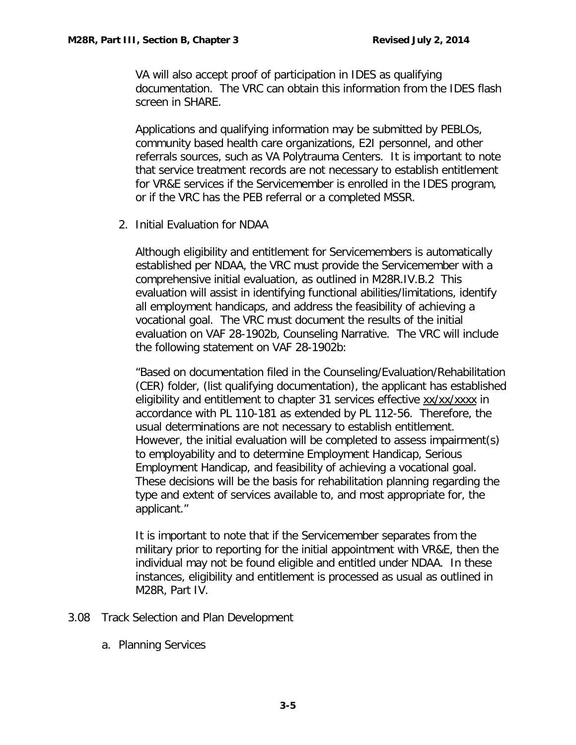VA will also accept proof of participation in IDES as qualifying documentation. The VRC can obtain this information from the IDES flash screen in SHARE.

Applications and qualifying information may be submitted by PEBLOs, community based health care organizations, E2I personnel, and other referrals sources, such as VA Polytrauma Centers. It is important to note that service treatment records are not necessary to establish entitlement for VR&E services if the Servicemember is enrolled in the IDES program, or if the VRC has the PEB referral or a completed MSSR.

2. Initial Evaluation for NDAA

   Although eligibility and entitlement for Servicemembers is automatically established per NDAA, the VRC must provide the Servicemember with a comprehensive initial evaluation, as outlined in M28R.IV.B.2 This evaluation will assist in identifying functional abilities/limitations, identify all employment handicaps, and address the feasibility of achieving a vocational goal. The VRC must document the results of the initial evaluation on VAF 28-1902b, Counseling Narrative. The VRC will include the following statement on VAF 28-1902b:

   "Based on documentation filed in the Counseling/Evaluation/Rehabilitation (CER) folder, (list qualifying documentation), the applicant has established eligibility and entitlement to chapter 31 services effective <u>xx/xx/xxxx</u> in accordance with PL 110-181 as extended by PL 112-56. Therefore, the usual determinations are not necessary to establish entitlement. However, the initial evaluation will be completed to assess impairment(s) to employability and to determine Employment Handicap, Serious Employment Handicap, and feasibility of achieving a vocational goal. These decisions will be the basis for rehabilitation planning regarding the type and extent of services available to, and most appropriate for, the applicant."

   It is important to note that if the Servicemember separates from the military prior to reporting for the initial appointment with VR&E, then the individual may not be found eligible and entitled under NDAA. In these instances, eligibility and entitlement is processed as usual as outlined in M28R, Part IV.

3.08 Track Selection and Plan Development

a. Planning Services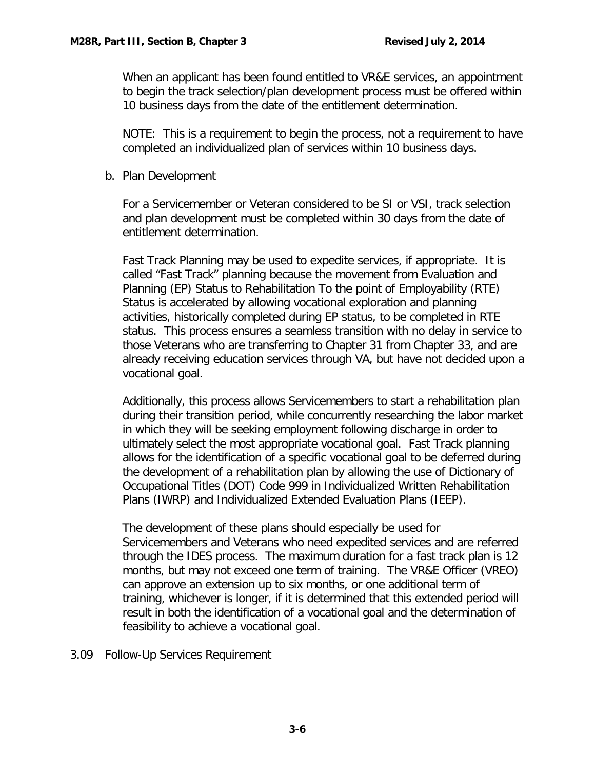When an applicant has been found entitled to VR&E services, an appointment to begin the track selection/plan development process must be offered within 10 business days from the date of the entitlement determination.

NOTE: This is a requirement to begin the process, not a requirement to have completed an individualized plan of services within 10 business days.

b. Plan Development

For a Servicemember or Veteran considered to be SI or VSI, track selection and plan development must be completed within 30 days from the date of entitlement determination.

Fast Track Planning may be used to expedite services, if appropriate. It is called "Fast Track" planning because the movement from Evaluation and Planning (EP) Status to Rehabilitation To the point of Employability (RTE) Status is accelerated by allowing vocational exploration and planning activities, historically completed during EP status, to be completed in RTE status. This process ensures a seamless transition with no delay in service to those Veterans who are transferring to Chapter 31 from Chapter 33, and are already receiving education services through VA, but have not decided upon a vocational goal.

Additionally, this process allows Servicemembers to start a rehabilitation plan during their transition period, while concurrently researching the labor market in which they will be seeking employment following discharge in order to ultimately select the most appropriate vocational goal. Fast Track planning allows for the identification of a specific vocational goal to be deferred during the development of a rehabilitation plan by allowing the use of Dictionary of Occupational Titles (DOT) Code 999 in Individualized Written Rehabilitation Plans (IWRP) and Individualized Extended Evaluation Plans (IEEP).

The development of these plans should especially be used for Servicemembers and Veterans who need expedited services and are referred through the IDES process. The maximum duration for a fast track plan is 12 months, but may not exceed one term of training. The VR&E Officer (VREO) can approve an extension up to six months, or one additional term of training, whichever is longer, if it is determined that this extended period will result in both the identification of a vocational goal and the determination of feasibility to achieve a vocational goal.

3.09 Follow-Up Services Requirement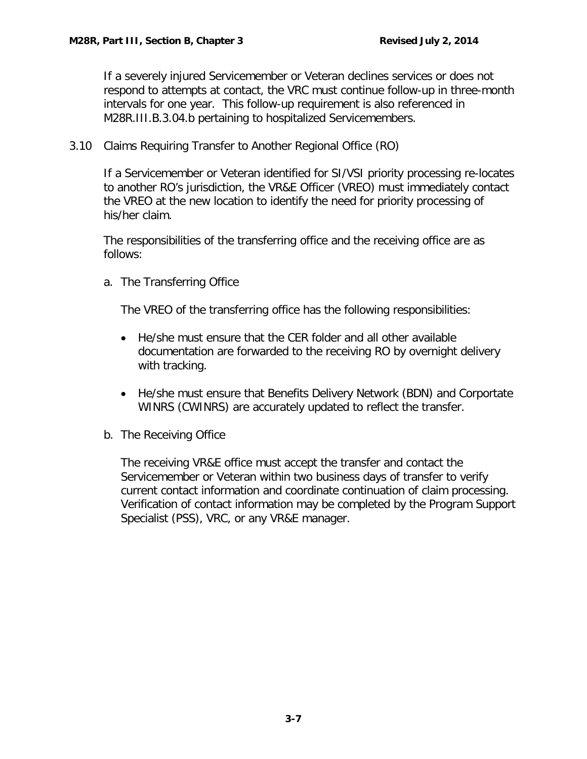If a severely injured Servicemember or Veteran declines services or does not respond to attempts at contact, the VRC must continue follow-up in three-month intervals for one year. This follow-up requirement is also referenced in M28R.III.B.3.04.b pertaining to hospitalized Servicemembers.

## 3.10 Claims Requiring Transfer to Another Regional Office (RO)

If a Servicemember or Veteran identified for SI/VSI priority processing re-locates to another RO's jurisdiction, the VR&E Officer (VREO) must immediately contact the VREO at the new location to identify the need for priority processing of his/her claim.

The responsibilities of the transferring office and the receiving office are as follows:

### a. The Transferring Office

The VREO of the transferring office has the following responsibilities:

- He/she must ensure that the CER folder and all other available documentation are forwarded to the receiving RO by overnight delivery with tracking.
- He/she must ensure that Benefits Delivery Network (BDN) and Corportate WINRS (CWINRS) are accurately updated to reflect the transfer.

### b. The Receiving Office

The receiving VR&E office must accept the transfer and contact the Servicemember or Veteran within two business days of transfer to verify current contact information and coordinate continuation of claim processing. Verification of contact information may be completed by the Program Support Specialist (PSS), VRC, or any VR&E manager.